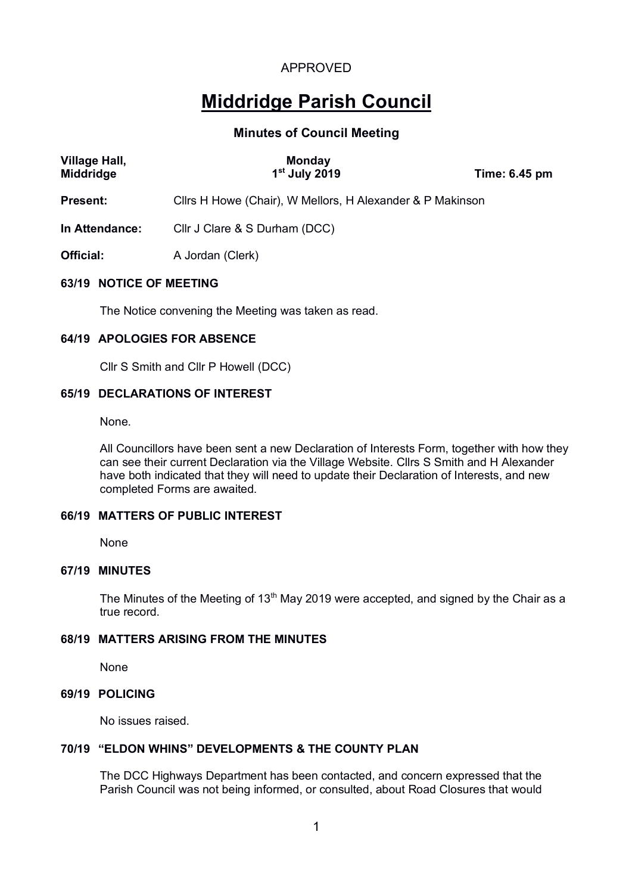APPROVED

# Middridge Parish Council

## Minutes of Council Meeting

| Village Hall, Middridge | Monday 1st July 2019 | Time: 6.45 pm |
|---|---|---|

**Present:** Cllrs H Howe (Chair), W Mellors, H Alexander & P Makinson

**In Attendance:** Cllr J Clare & S Durham (DCC)

**Official:** A Jordan (Clerk)

### 63/19 NOTICE OF MEETING

The Notice convening the Meeting was taken as read.

### 64/19 APOLOGIES FOR ABSENCE

Cllr S Smith and Cllr P Howell (DCC)

### 65/19 DECLARATIONS OF INTEREST

None.

All Councillors have been sent a new Declaration of Interests Form, together with how they can see their current Declaration via the Village Website. Cllrs S Smith and H Alexander have both indicated that they will need to update their Declaration of Interests, and new completed Forms are awaited.

### 66/19 MATTERS OF PUBLIC INTEREST

None

### 67/19 MINUTES

The Minutes of the Meeting of 13th May 2019 were accepted, and signed by the Chair as a true record.

### 68/19 MATTERS ARISING FROM THE MINUTES

None

### 69/19 POLICING

No issues raised.

### 70/19 "ELDON WHINS" DEVELOPMENTS & THE COUNTY PLAN

The DCC Highways Department has been contacted, and concern expressed that the Parish Council was not being informed, or consulted, about Road Closures that would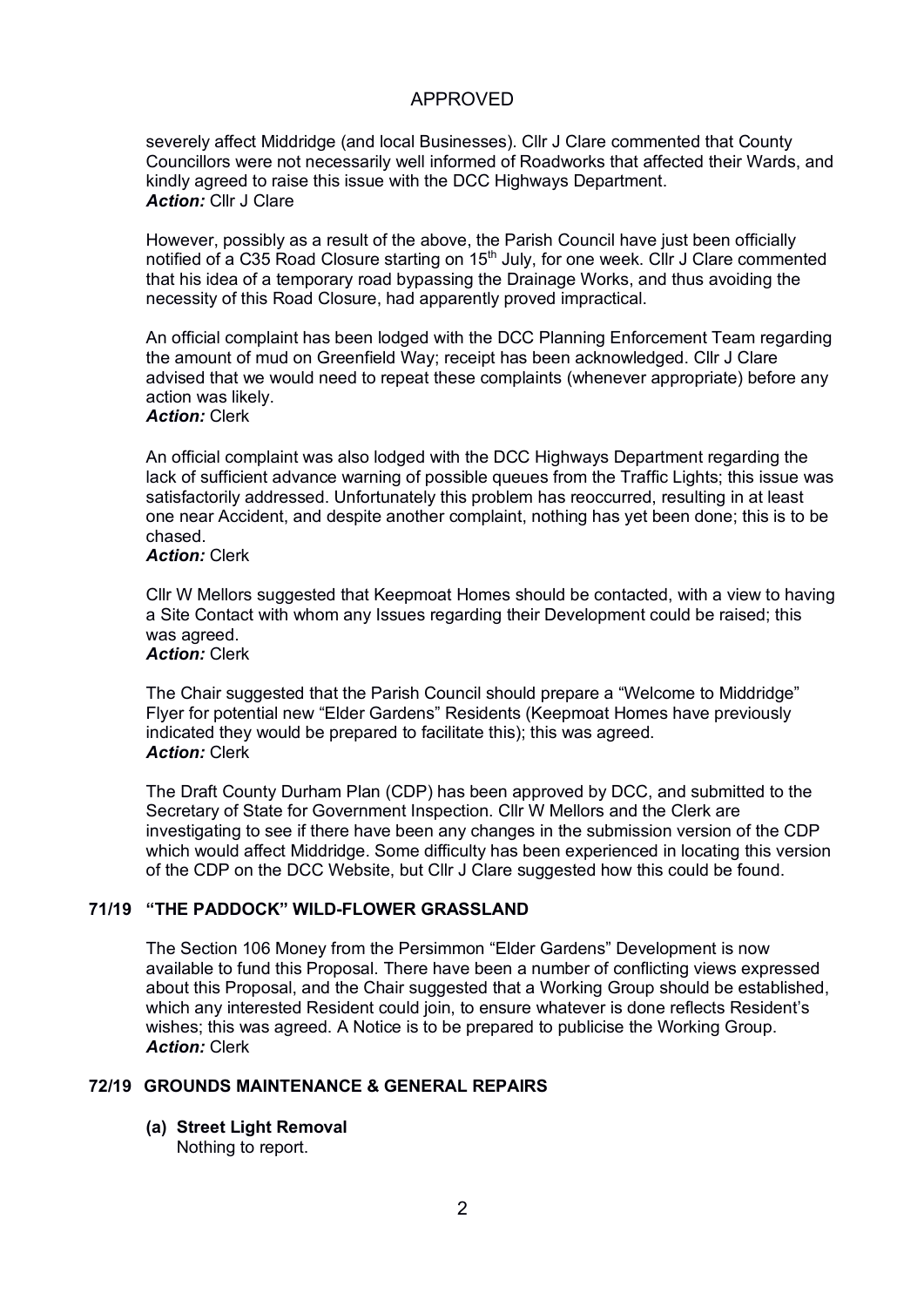APPROVED

severely affect Middridge (and local Businesses). Cllr J Clare commented that County Councillors were not necessarily well informed of Roadworks that affected their Wards, and kindly agreed to raise this issue with the DCC Highways Department.
***Action:*** Cllr J Clare

However, possibly as a result of the above, the Parish Council have just been officially notified of a C35 Road Closure starting on 15th July, for one week. Cllr J Clare commented that his idea of a temporary road bypassing the Drainage Works, and thus avoiding the necessity of this Road Closure, had apparently proved impractical.

An official complaint has been lodged with the DCC Planning Enforcement Team regarding the amount of mud on Greenfield Way; receipt has been acknowledged. Cllr J Clare advised that we would need to repeat these complaints (whenever appropriate) before any action was likely.
***Action:*** Clerk

An official complaint was also lodged with the DCC Highways Department regarding the lack of sufficient advance warning of possible queues from the Traffic Lights; this issue was satisfactorily addressed. Unfortunately this problem has reoccurred, resulting in at least one near Accident, and despite another complaint, nothing has yet been done; this is to be chased.
***Action:*** Clerk

Cllr W Mellors suggested that Keepmoat Homes should be contacted, with a view to having a Site Contact with whom any Issues regarding their Development could be raised; this was agreed.
***Action:*** Clerk

The Chair suggested that the Parish Council should prepare a "Welcome to Middridge" Flyer for potential new "Elder Gardens" Residents (Keepmoat Homes have previously indicated they would be prepared to facilitate this); this was agreed.
***Action:*** Clerk

The Draft County Durham Plan (CDP) has been approved by DCC, and submitted to the Secretary of State for Government Inspection. Cllr W Mellors and the Clerk are investigating to see if there have been any changes in the submission version of the CDP which would affect Middridge. Some difficulty has been experienced in locating this version of the CDP on the DCC Website, but Cllr J Clare suggested how this could be found.

## 71/19 "THE PADDOCK" WILD-FLOWER GRASSLAND

The Section 106 Money from the Persimmon "Elder Gardens" Development is now available to fund this Proposal. There have been a number of conflicting views expressed about this Proposal, and the Chair suggested that a Working Group should be established, which any interested Resident could join, to ensure whatever is done reflects Resident's wishes; this was agreed. A Notice is to be prepared to publicise the Working Group.
***Action:*** Clerk

## 72/19 GROUNDS MAINTENANCE & GENERAL REPAIRS

**(a) Street Light Removal**
Nothing to report.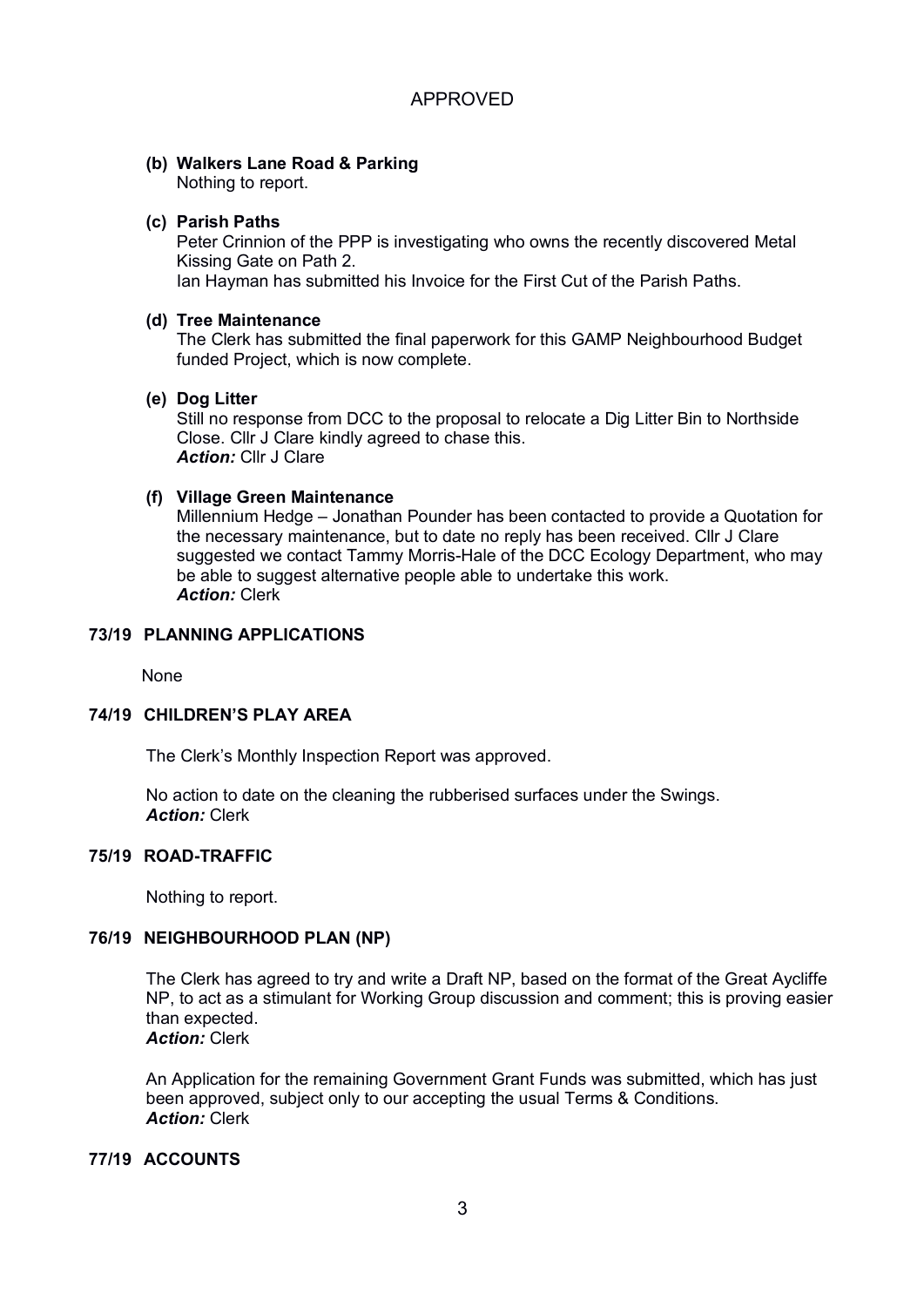APPROVED

**(b) Walkers Lane Road & Parking**
Nothing to report.

**(c) Parish Paths**
Peter Crinnion of the PPP is investigating who owns the recently discovered Metal Kissing Gate on Path 2.
Ian Hayman has submitted his Invoice for the First Cut of the Parish Paths.

**(d) Tree Maintenance**
The Clerk has submitted the final paperwork for this GAMP Neighbourhood Budget funded Project, which is now complete.

**(e) Dog Litter**
Still no response from DCC to the proposal to relocate a Dig Litter Bin to Northside Close. Cllr J Clare kindly agreed to chase this.
***Action:*** Cllr J Clare

**(f) Village Green Maintenance**
Millennium Hedge – Jonathan Pounder has been contacted to provide a Quotation for the necessary maintenance, but to date no reply has been received. Cllr J Clare suggested we contact Tammy Morris-Hale of the DCC Ecology Department, who may be able to suggest alternative people able to undertake this work.
***Action:*** Clerk

## 73/19 PLANNING APPLICATIONS

None

## 74/19 CHILDREN'S PLAY AREA

The Clerk's Monthly Inspection Report was approved.

No action to date on the cleaning the rubberised surfaces under the Swings.
***Action:*** Clerk

## 75/19 ROAD-TRAFFIC

Nothing to report.

## 76/19 NEIGHBOURHOOD PLAN (NP)

The Clerk has agreed to try and write a Draft NP, based on the format of the Great Aycliffe NP, to act as a stimulant for Working Group discussion and comment; this is proving easier than expected.
***Action:*** Clerk

An Application for the remaining Government Grant Funds was submitted, which has just been approved, subject only to our accepting the usual Terms & Conditions.
***Action:*** Clerk

## 77/19 ACCOUNTS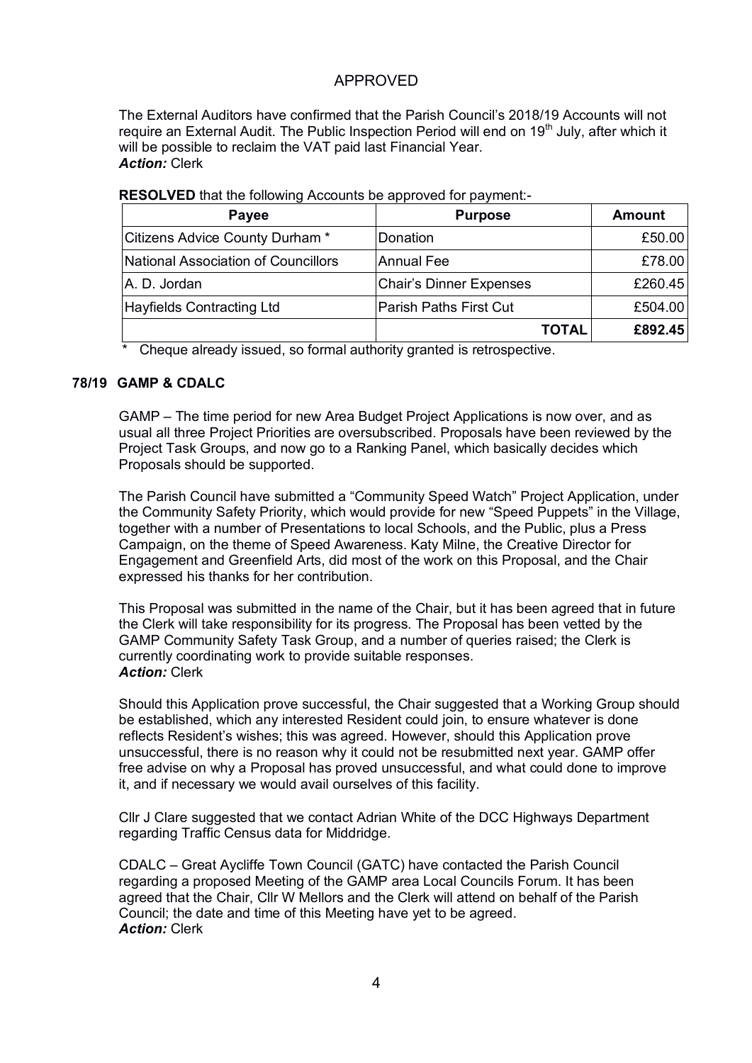APPROVED

The External Auditors have confirmed that the Parish Council's 2018/19 Accounts will not require an External Audit. The Public Inspection Period will end on 19th July, after which it will be possible to reclaim the VAT paid last Financial Year.
***Action:*** Clerk

**RESOLVED** that the following Accounts be approved for payment:-

| Payee | Purpose | Amount |
|---|---|---|
| Citizens Advice County Durham * | Donation | £50.00 |
| National Association of Councillors | Annual Fee | £78.00 |
| A. D. Jordan | Chair's Dinner Expenses | £260.45 |
| Hayfields Contracting Ltd | Parish Paths First Cut | £504.00 |
| | **TOTAL** | **£892.45** |

\* Cheque already issued, so formal authority granted is retrospective.

**78/19 GAMP & CDALC**

GAMP – The time period for new Area Budget Project Applications is now over, and as usual all three Project Priorities are oversubscribed. Proposals have been reviewed by the Project Task Groups, and now go to a Ranking Panel, which basically decides which Proposals should be supported.

The Parish Council have submitted a "Community Speed Watch" Project Application, under the Community Safety Priority, which would provide for new "Speed Puppets" in the Village, together with a number of Presentations to local Schools, and the Public, plus a Press Campaign, on the theme of Speed Awareness. Katy Milne, the Creative Director for Engagement and Greenfield Arts, did most of the work on this Proposal, and the Chair expressed his thanks for her contribution.

This Proposal was submitted in the name of the Chair, but it has been agreed that in future the Clerk will take responsibility for its progress. The Proposal has been vetted by the GAMP Community Safety Task Group, and a number of queries raised; the Clerk is currently coordinating work to provide suitable responses.
***Action:*** Clerk

Should this Application prove successful, the Chair suggested that a Working Group should be established, which any interested Resident could join, to ensure whatever is done reflects Resident's wishes; this was agreed. However, should this Application prove unsuccessful, there is no reason why it could not be resubmitted next year. GAMP offer free advise on why a Proposal has proved unsuccessful, and what could done to improve it, and if necessary we would avail ourselves of this facility.

Cllr J Clare suggested that we contact Adrian White of the DCC Highways Department regarding Traffic Census data for Middridge.

CDALC – Great Aycliffe Town Council (GATC) have contacted the Parish Council regarding a proposed Meeting of the GAMP area Local Councils Forum. It has been agreed that the Chair, Cllr W Mellors and the Clerk will attend on behalf of the Parish Council; the date and time of this Meeting have yet to be agreed.
***Action:*** Clerk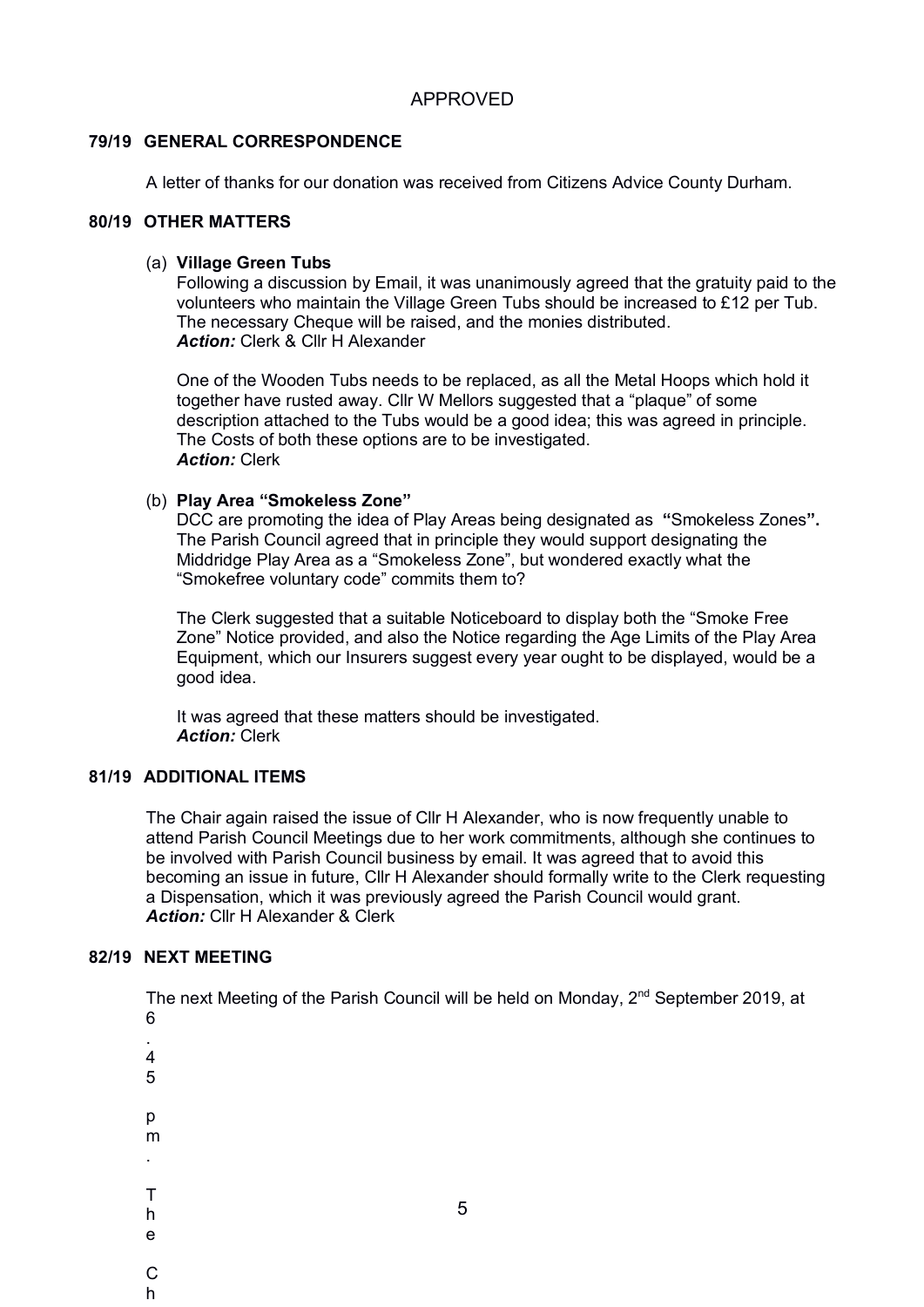APPROVED

**79/19 GENERAL CORRESPONDENCE**

A letter of thanks for our donation was received from Citizens Advice County Durham.

**80/19 OTHER MATTERS**

(a) **Village Green Tubs**
Following a discussion by Email, it was unanimously agreed that the gratuity paid to the volunteers who maintain the Village Green Tubs should be increased to £12 per Tub. The necessary Cheque will be raised, and the monies distributed.
***Action:*** Clerk & Cllr H Alexander

One of the Wooden Tubs needs to be replaced, as all the Metal Hoops which hold it together have rusted away. Cllr W Mellors suggested that a "plaque" of some description attached to the Tubs would be a good idea; this was agreed in principle. The Costs of both these options are to be investigated.
***Action:*** Clerk

(b) **Play Area "Smokeless Zone"**
DCC are promoting the idea of Play Areas being designated as **"**Smokeless Zones**".** The Parish Council agreed that in principle they would support designating the Middridge Play Area as a "Smokeless Zone", but wondered exactly what the "Smokefree voluntary code" commits them to?

The Clerk suggested that a suitable Noticeboard to display both the "Smoke Free Zone" Notice provided, and also the Notice regarding the Age Limits of the Play Area Equipment, which our Insurers suggest every year ought to be displayed, would be a good idea.

It was agreed that these matters should be investigated.
***Action:*** Clerk

**81/19 ADDITIONAL ITEMS**

The Chair again raised the issue of Cllr H Alexander, who is now frequently unable to attend Parish Council Meetings due to her work commitments, although she continues to be involved with Parish Council business by email. It was agreed that to avoid this becoming an issue in future, Cllr H Alexander should formally write to the Clerk requesting a Dispensation, which it was previously agreed the Parish Council would grant.
***Action:*** Cllr H Alexander & Clerk

**82/19 NEXT MEETING**

The next Meeting of the Parish Council will be held on Monday, 2nd September 2019, at 6.45 pm. The Ch